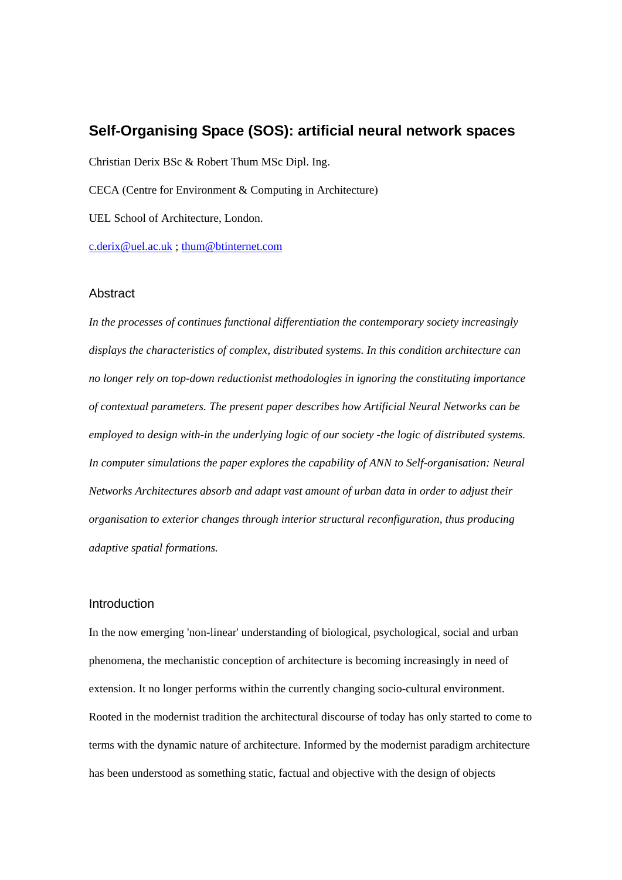# Self-Organising Space (SOS): artificial neural network spaces

Christian Derix BSc & Robert Thum MSc Dipl. Ing.

CECA (Centre for Environment & Computing in Architecture)

UEL School of Architecture, London.

c.derix@uel.ac.uk ; thum@btinternet.com

## Abstract

*In the processes of continues functional differentiation the contemporary society increasingly displays the characteristics of complex, distributed systems. In this condition architecture can no longer rely on top-down reductionist methodologies in ignoring the constituting importance of contextual parameters. The present paper describes how Artificial Neural Networks can be employed to design with-in the underlying logic of our society -the logic of distributed systems. In computer simulations the paper explores the capability of ANN to Self-organisation: Neural Networks Architectures absorb and adapt vast amount of urban data in order to adjust their organisation to exterior changes through interior structural reconfiguration, thus producing adaptive spatial formations.*

## Introduction

In the now emerging 'non-linear' understanding of biological, psychological, social and urban phenomena, the mechanistic conception of architecture is becoming increasingly in need of extension. It no longer performs within the currently changing socio-cultural environment. Rooted in the modernist tradition the architectural discourse of today has only started to come to terms with the dynamic nature of architecture. Informed by the modernist paradigm architecture has been understood as something static, factual and objective with the design of objects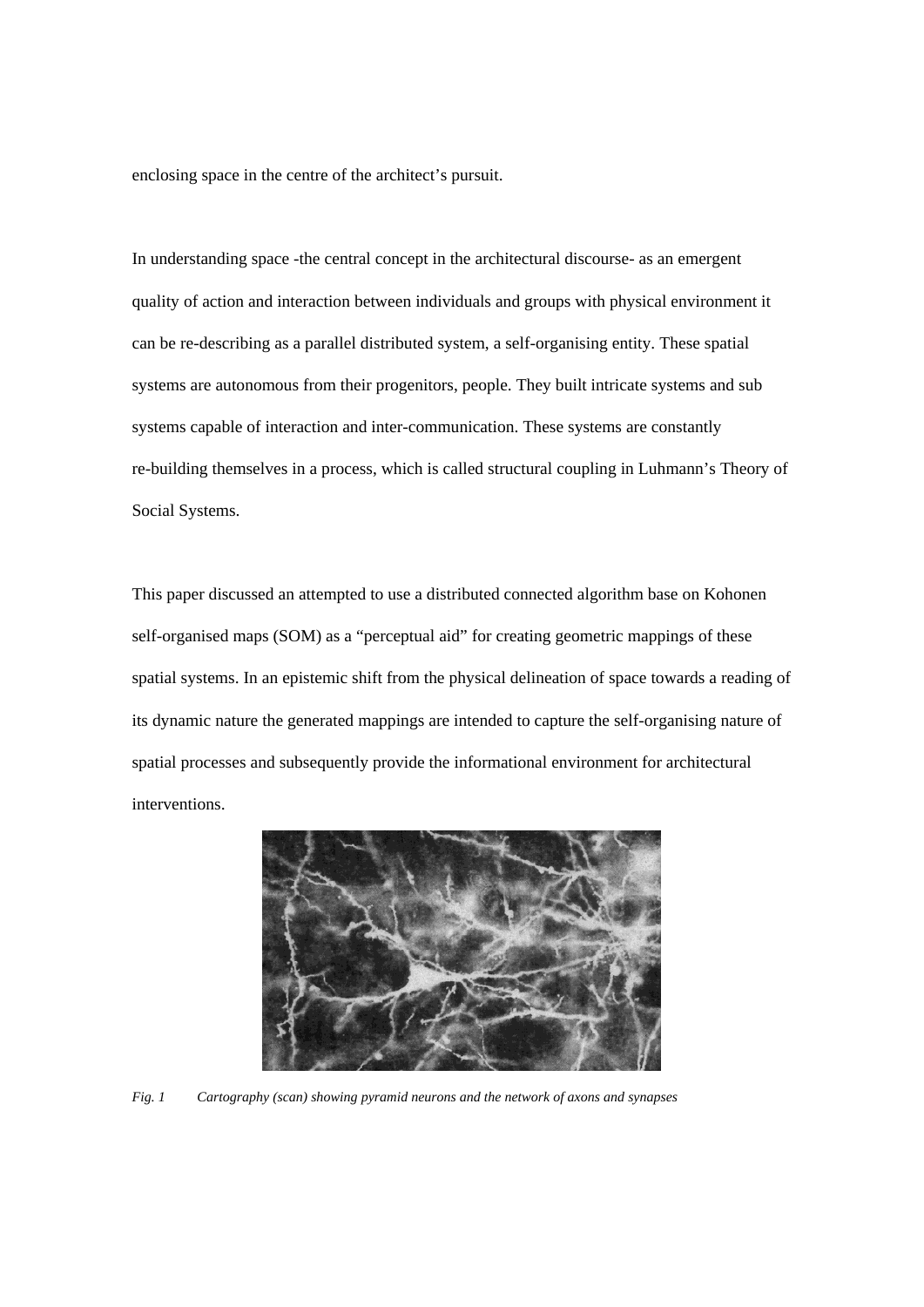enclosing space in the centre of the architect's pursuit.

In understanding space -the central concept in the architectural discourse- as an emergent quality of action and interaction between individuals and groups with physical environment it can be re-describing as a parallel distributed system, a self-organising entity. These spatial systems are autonomous from their progenitors, people. They built intricate systems and sub systems capable of interaction and inter-communication. These systems are constantly re-building themselves in a process, which is called structural coupling in Luhmann's Theory of Social Systems.

This paper discussed an attempted to use a distributed connected algorithm base on Kohonen self-organised maps (SOM) as a "perceptual aid" for creating geometric mappings of these spatial systems. In an epistemic shift from the physical delineation of space towards a reading of its dynamic nature the generated mappings are intended to capture the self-organising nature of spatial processes and subsequently provide the informational environment for architectural interventions.

*Fig. 1 Cartography (scan) showing pyramid neurons and the network of axons and synapses*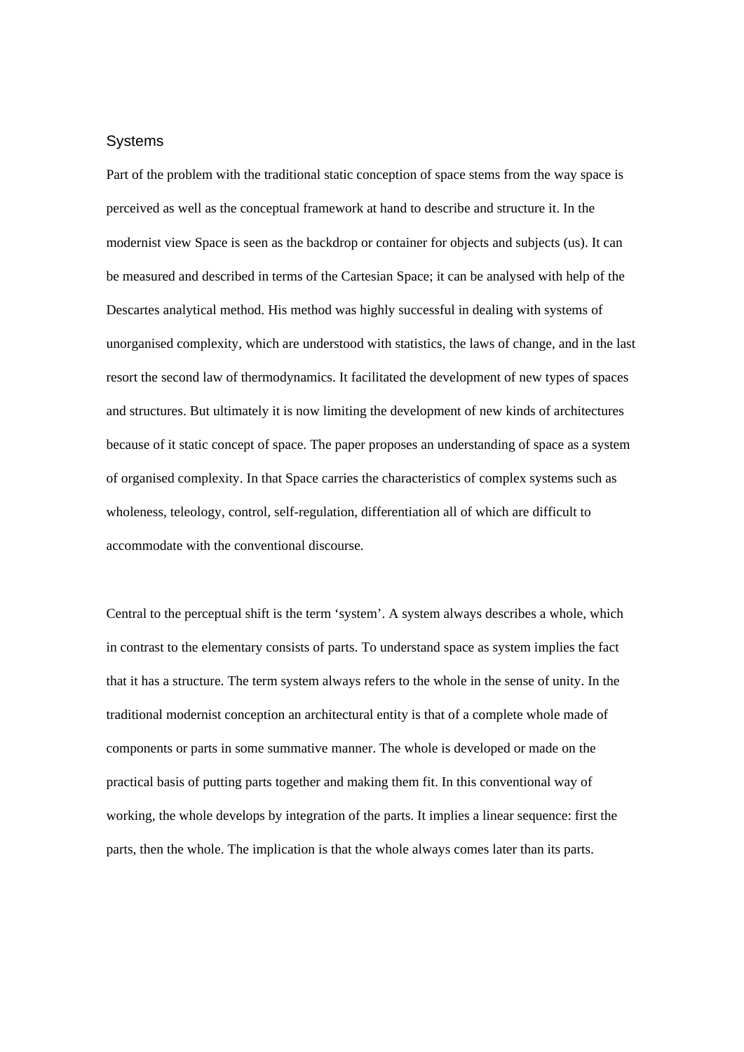## Systems

Part of the problem with the traditional static conception of space stems from the way space is perceived as well as the conceptual framework at hand to describe and structure it. In the modernist view Space is seen as the backdrop or container for objects and subjects (us). It can be measured and described in terms of the Cartesian Space; it can be analysed with help of the Descartes analytical method. His method was highly successful in dealing with systems of unorganised complexity, which are understood with statistics, the laws of change, and in the last resort the second law of thermodynamics. It facilitated the development of new types of spaces and structures. But ultimately it is now limiting the development of new kinds of architectures because of it static concept of space. The paper proposes an understanding of space as a system of organised complexity. In that Space carries the characteristics of complex systems such as wholeness, teleology, control, self-regulation, differentiation all of which are difficult to accommodate with the conventional discourse.

Central to the perceptual shift is the term 'system'. A system always describes a whole, which in contrast to the elementary consists of parts. To understand space as system implies the fact that it has a structure. The term system always refers to the whole in the sense of unity. In the traditional modernist conception an architectural entity is that of a complete whole made of components or parts in some summative manner. The whole is developed or made on the practical basis of putting parts together and making them fit. In this conventional way of working, the whole develops by integration of the parts. It implies a linear sequence: first the parts, then the whole. The implication is that the whole always comes later than its parts.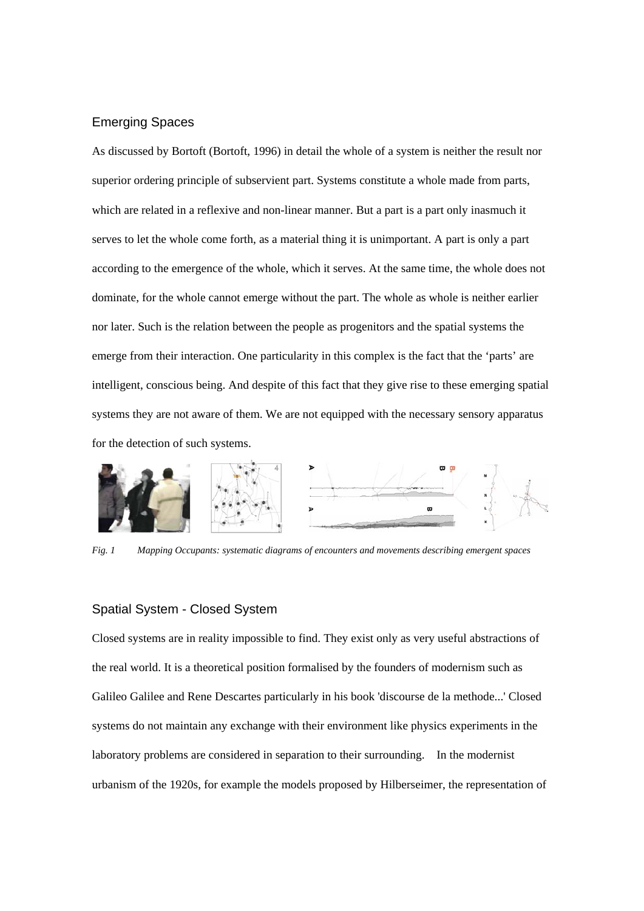## Emerging Spaces

As discussed by Bortoft (Bortoft, 1996) in detail the whole of a system is neither the result nor superior ordering principle of subservient part. Systems constitute a whole made from parts, which are related in a reflexive and non-linear manner. But a part is a part only inasmuch it serves to let the whole come forth, as a material thing it is unimportant. A part is only a part according to the emergence of the whole, which it serves. At the same time, the whole does not dominate, for the whole cannot emerge without the part. The whole as whole is neither earlier nor later. Such is the relation between the people as progenitors and the spatial systems the emerge from their interaction. One particularity in this complex is the fact that the 'parts' are intelligent, conscious being. And despite of this fact that they give rise to these emerging spatial systems they are not aware of them. We are not equipped with the necessary sensory apparatus for the detection of such systems.

*Fig. 1 Mapping Occupants: systematic diagrams of encounters and movements describing emergent spaces*

## Spatial System - Closed System

Closed systems are in reality impossible to find. They exist only as very useful abstractions of the real world. It is a theoretical position formalised by the founders of modernism such as Galileo Galilee and Rene Descartes particularly in his book 'discourse de la methode...' Closed systems do not maintain any exchange with their environment like physics experiments in the laboratory problems are considered in separation to their surrounding. In the modernist urbanism of the 1920s, for example the models proposed by Hilberseimer, the representation of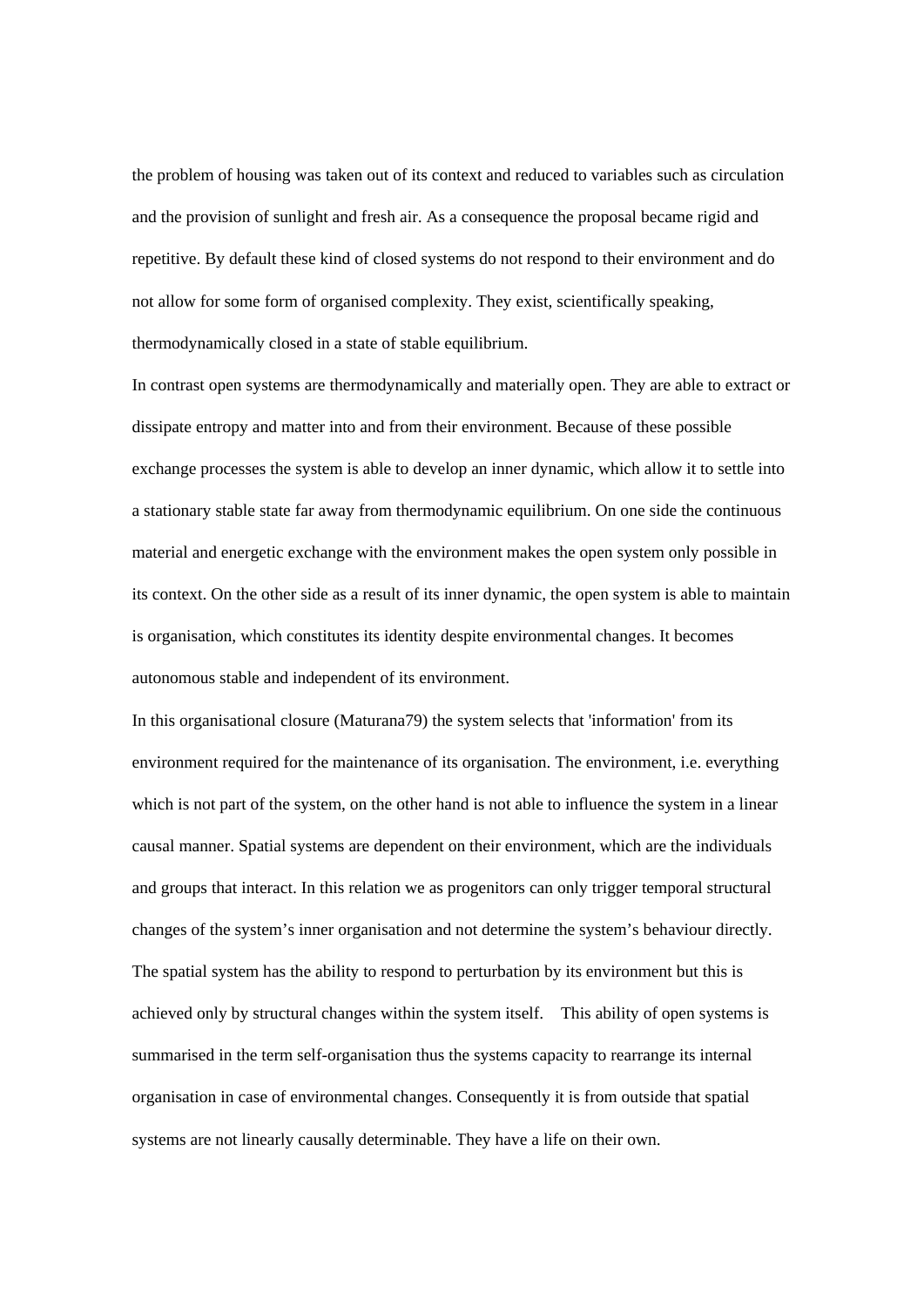the problem of housing was taken out of its context and reduced to variables such as circulation and the provision of sunlight and fresh air. As a consequence the proposal became rigid and repetitive. By default these kind of closed systems do not respond to their environment and do not allow for some form of organised complexity. They exist, scientifically speaking, thermodynamically closed in a state of stable equilibrium.

In contrast open systems are thermodynamically and materially open. They are able to extract or dissipate entropy and matter into and from their environment. Because of these possible exchange processes the system is able to develop an inner dynamic, which allow it to settle into a stationary stable state far away from thermodynamic equilibrium. On one side the continuous material and energetic exchange with the environment makes the open system only possible in its context. On the other side as a result of its inner dynamic, the open system is able to maintain is organisation, which constitutes its identity despite environmental changes. It becomes autonomous stable and independent of its environment.

In this organisational closure (Maturana79) the system selects that 'information' from its environment required for the maintenance of its organisation. The environment, i.e. everything which is not part of the system, on the other hand is not able to influence the system in a linear causal manner. Spatial systems are dependent on their environment, which are the individuals and groups that interact. In this relation we as progenitors can only trigger temporal structural changes of the system's inner organisation and not determine the system's behaviour directly. The spatial system has the ability to respond to perturbation by its environment but this is achieved only by structural changes within the system itself.  This ability of open systems is summarised in the term self-organisation thus the systems capacity to rearrange its internal organisation in case of environmental changes. Consequently it is from outside that spatial systems are not linearly causally determinable. They have a life on their own.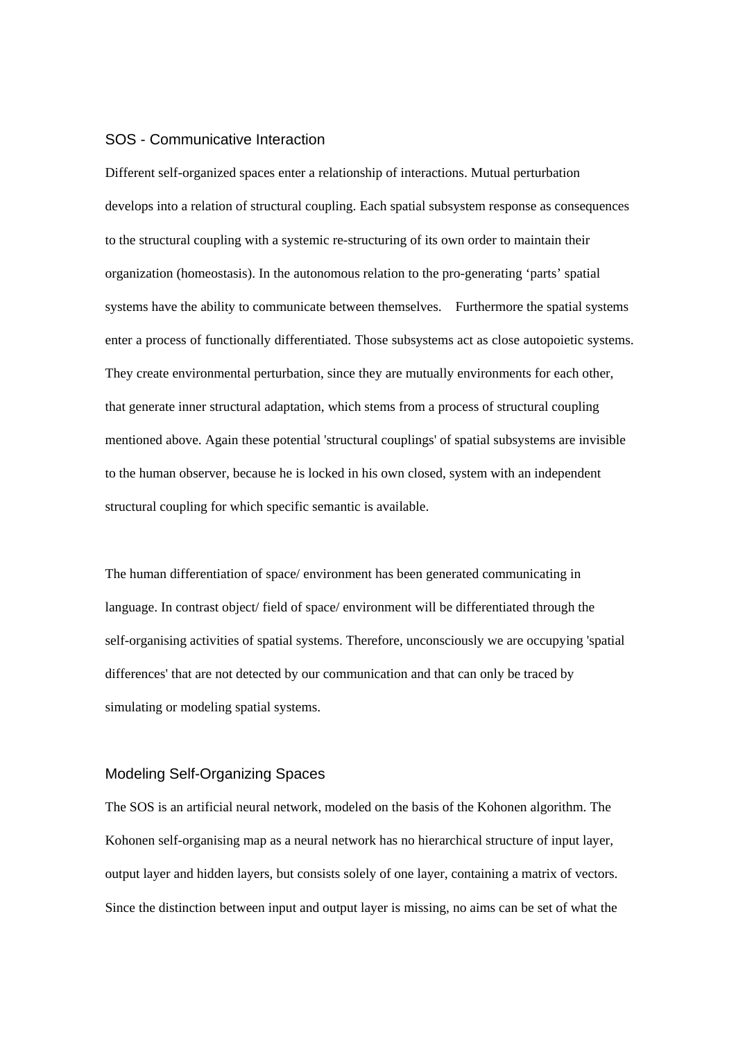## SOS - Communicative Interaction

Different self-organized spaces enter a relationship of interactions. Mutual perturbation develops into a relation of structural coupling. Each spatial subsystem response as consequences to the structural coupling with a systemic re-structuring of its own order to maintain their organization (homeostasis). In the autonomous relation to the pro-generating 'parts' spatial systems have the ability to communicate between themselves. Furthermore the spatial systems enter a process of functionally differentiated. Those subsystems act as close autopoietic systems. They create environmental perturbation, since they are mutually environments for each other, that generate inner structural adaptation, which stems from a process of structural coupling mentioned above. Again these potential 'structural couplings' of spatial subsystems are invisible to the human observer, because he is locked in his own closed, system with an independent structural coupling for which specific semantic is available.

The human differentiation of space/ environment has been generated communicating in language. In contrast object/ field of space/ environment will be differentiated through the self-organising activities of spatial systems. Therefore, unconsciously we are occupying 'spatial differences' that are not detected by our communication and that can only be traced by simulating or modeling spatial systems.

## Modeling Self-Organizing Spaces

The SOS is an artificial neural network, modeled on the basis of the Kohonen algorithm. The Kohonen self-organising map as a neural network has no hierarchical structure of input layer, output layer and hidden layers, but consists solely of one layer, containing a matrix of vectors. Since the distinction between input and output layer is missing, no aims can be set of what the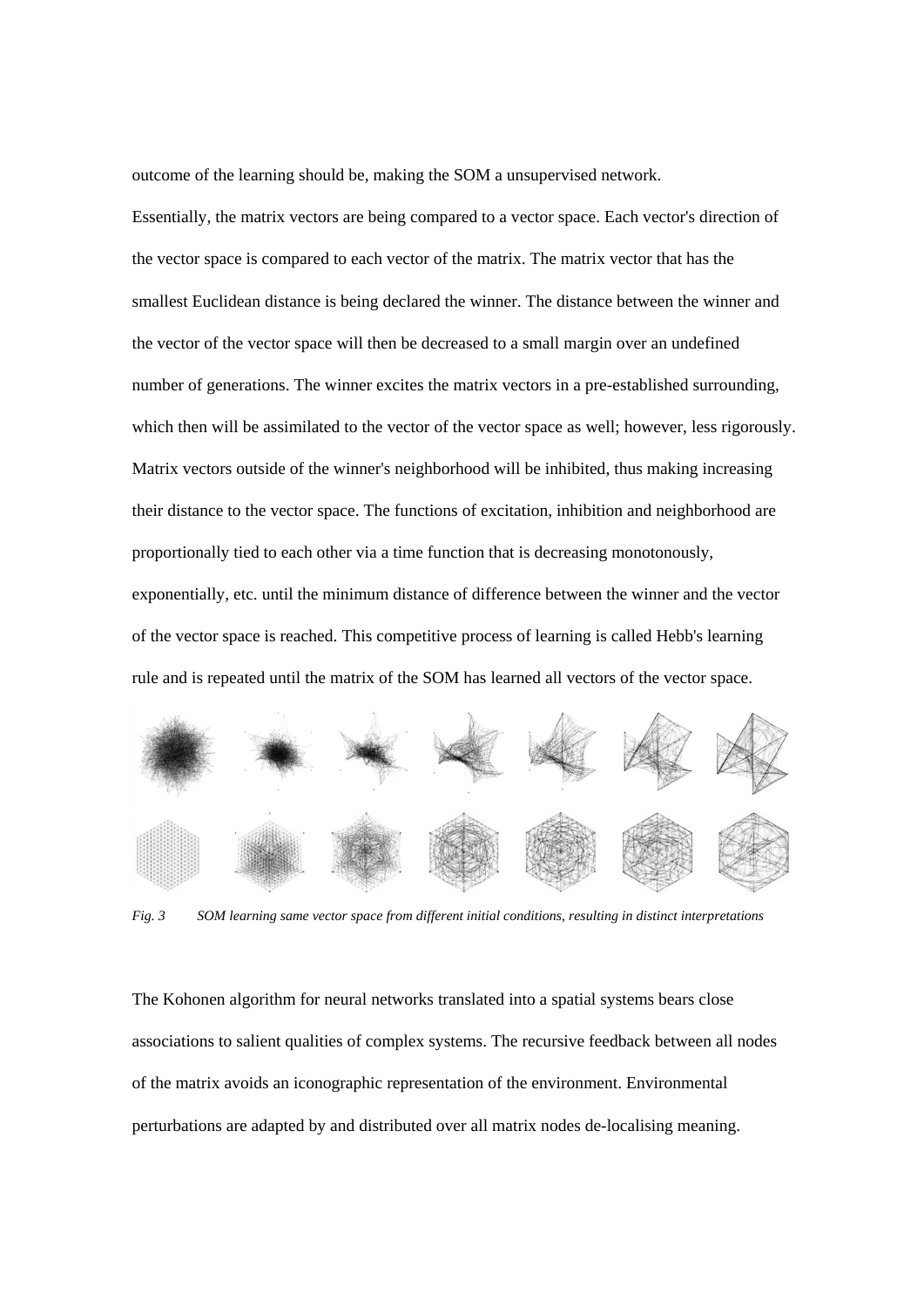outcome of the learning should be, making the SOM a unsupervised network.

Essentially, the matrix vectors are being compared to a vector space. Each vector's direction of the vector space is compared to each vector of the matrix. The matrix vector that has the smallest Euclidean distance is being declared the winner. The distance between the winner and the vector of the vector space will then be decreased to a small margin over an undefined number of generations. The winner excites the matrix vectors in a pre-established surrounding, which then will be assimilated to the vector of the vector space as well; however, less rigorously. Matrix vectors outside of the winner's neighborhood will be inhibited, thus making increasing their distance to the vector space. The functions of excitation, inhibition and neighborhood are proportionally tied to each other via a time function that is decreasing monotonously, exponentially, etc. until the minimum distance of difference between the winner and the vector of the vector space is reached. This competitive process of learning is called Hebb's learning rule and is repeated until the matrix of the SOM has learned all vectors of the vector space.

*Fig. 3 SOM learning same vector space from different initial conditions, resulting in distinct interpretations*

The Kohonen algorithm for neural networks translated into a spatial systems bears close associations to salient qualities of complex systems. The recursive feedback between all nodes of the matrix avoids an iconographic representation of the environment. Environmental perturbations are adapted by and distributed over all matrix nodes de-localising meaning.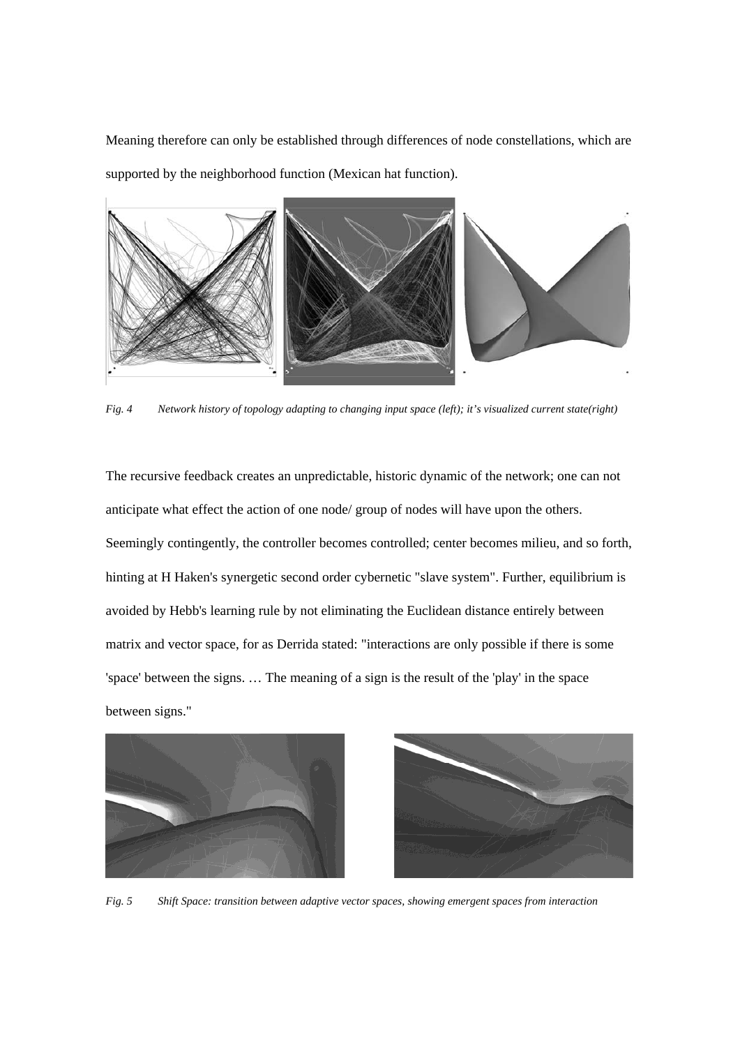Meaning therefore can only be established through differences of node constellations, which are supported by the neighborhood function (Mexican hat function).

*Fig. 4 Network history of topology adapting to changing input space (left); it's visualized current state(right)*

The recursive feedback creates an unpredictable, historic dynamic of the network; one can not anticipate what effect the action of one node/ group of nodes will have upon the others. Seemingly contingently, the controller becomes controlled; center becomes milieu, and so forth, hinting at H Haken's synergetic second order cybernetic "slave system". Further, equilibrium is avoided by Hebb's learning rule by not eliminating the Euclidean distance entirely between matrix and vector space, for as Derrida stated: "interactions are only possible if there is some 'space' between the signs. … The meaning of a sign is the result of the 'play' in the space between signs."

*Fig. 5 Shift Space: transition between adaptive vector spaces, showing emergent spaces from interaction*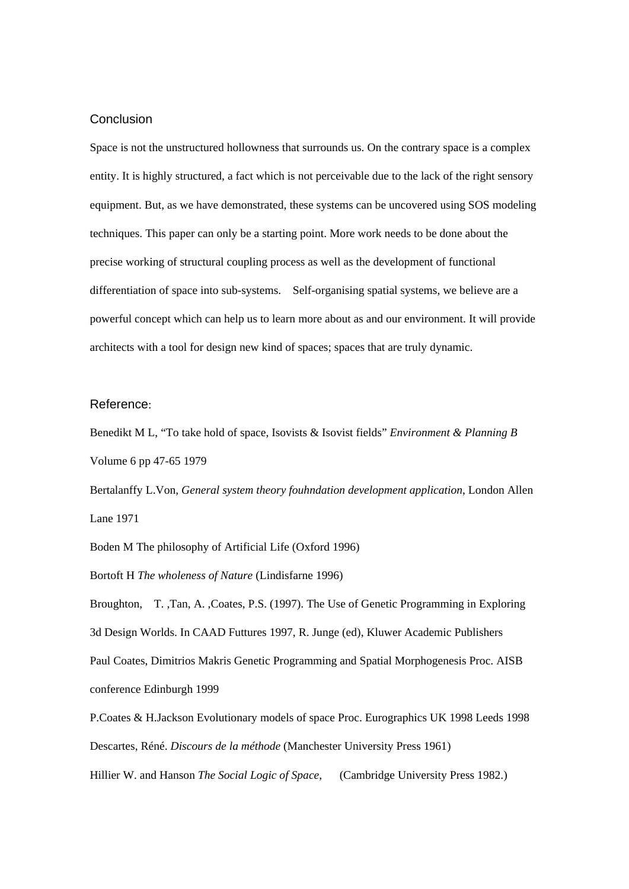## Conclusion

Space is not the unstructured hollowness that surrounds us. On the contrary space is a complex entity. It is highly structured, a fact which is not perceivable due to the lack of the right sensory equipment. But, as we have demonstrated, these systems can be uncovered using SOS modeling techniques. This paper can only be a starting point. More work needs to be done about the precise working of structural coupling process as well as the development of functional differentiation of space into sub-systems. Self-organising spatial systems, we believe are a powerful concept which can help us to learn more about as and our environment. It will provide architects with a tool for design new kind of spaces; spaces that are truly dynamic.

## Reference:

Benedikt M L, "To take hold of space, Isovists & Isovist fields" *Environment & Planning B* Volume 6 pp 47-65 1979

Bertalanffy L.Von, *General system theory fouhndation development application*, London Allen Lane 1971

Boden M The philosophy of Artificial Life (Oxford 1996)

Bortoft H *The wholeness of Nature* (Lindisfarne 1996)

Broughton, T. ,Tan, A. ,Coates, P.S. (1997). The Use of Genetic Programming in Exploring 3d Design Worlds. In CAAD Futtures 1997, R. Junge (ed), Kluwer Academic Publishers

Paul Coates, Dimitrios Makris Genetic Programming and Spatial Morphogenesis Proc. AISB conference Edinburgh 1999

P.Coates & H.Jackson Evolutionary models of space Proc. Eurographics UK 1998 Leeds 1998

Descartes, Réné. *Discours de la méthode* (Manchester University Press 1961)

Hillier W. and Hanson *The Social Logic of Space*, (Cambridge University Press 1982.)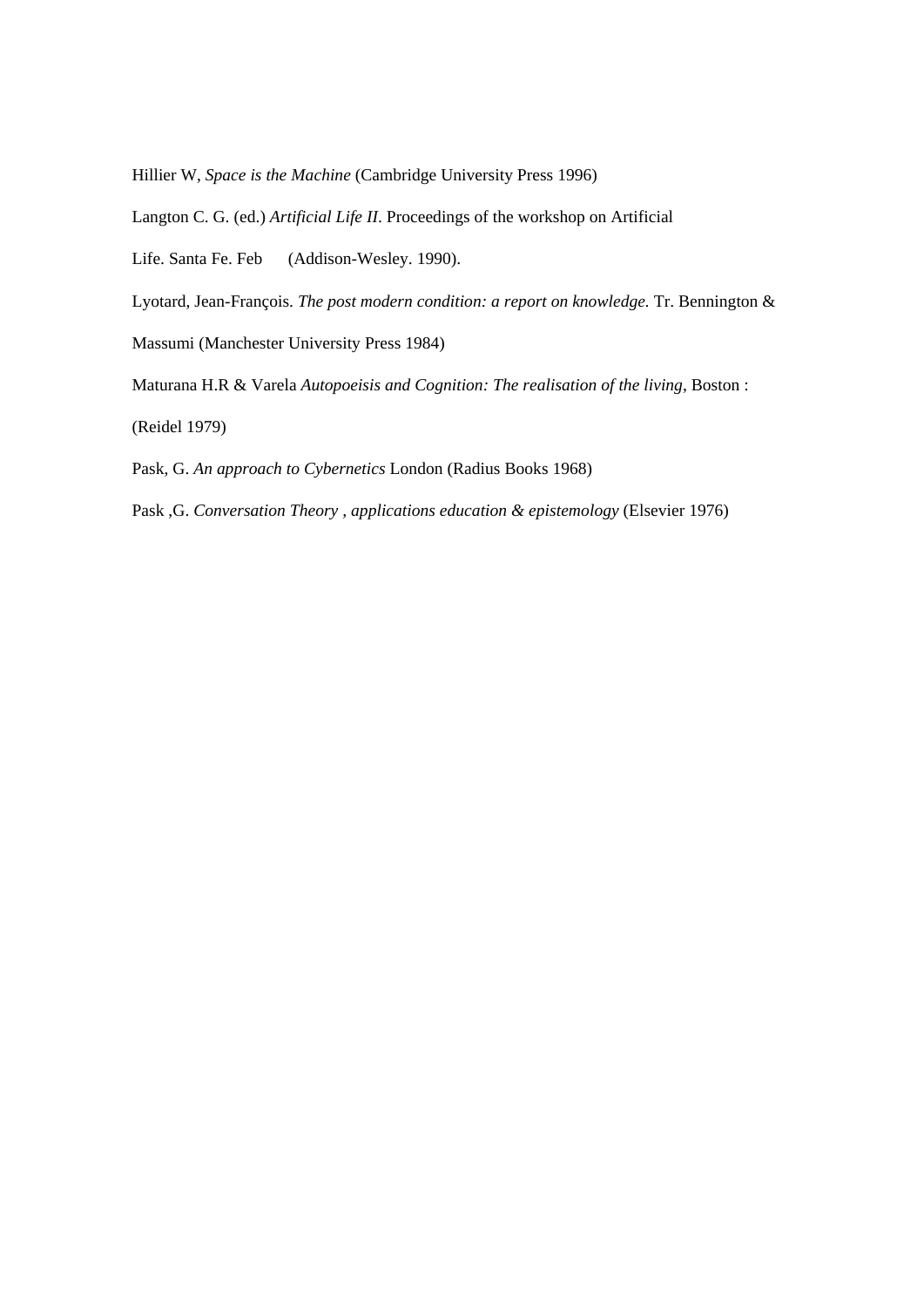Hillier W, *Space is the Machine* (Cambridge University Press 1996)

Langton C. G. (ed.) *Artificial Life II*. Proceedings of the workshop on Artificial Life. Santa Fe. Feb (Addison-Wesley. 1990).

Lyotard, Jean-François. *The post modern condition: a report on knowledge.* Tr. Bennington & Massumi (Manchester University Press 1984)

Maturana H.R & Varela *Autopoeisis and Cognition: The realisation of the living*, Boston : (Reidel 1979)

Pask, G. *An approach to Cybernetics* London (Radius Books 1968)

Pask ,G. *Conversation Theory , applications education & epistemology* (Elsevier 1976)